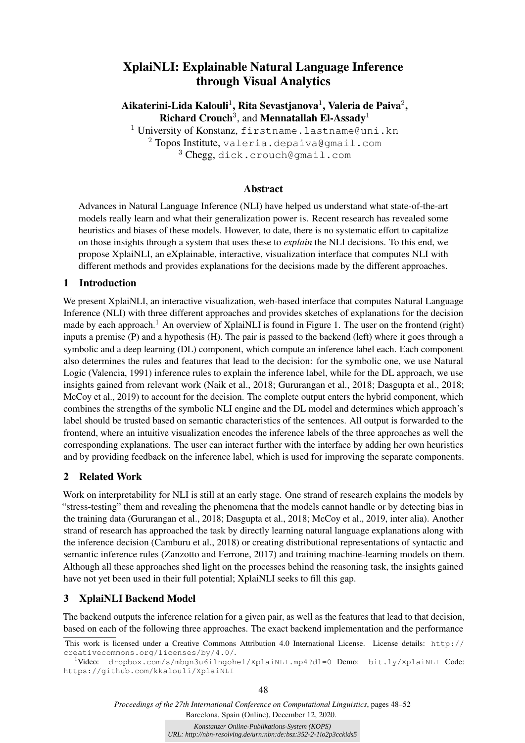# XplaiNLI: Explainable Natural Language Inference through Visual Analytics

**Aikaterini-Lida Kalouli**[1], **Rita Sevastjanova**[1], **Valeria de Paiva**[2], **Richard Crouch**[3], and **Mennatallah El-Assady**[1]

[1] University of Konstanz, firstname.lastname@uni.kn
[2] Topos Institute, valeria.depaiva@gmail.com
[3] Chegg, dick.crouch@gmail.com

## Abstract

Advances in Natural Language Inference (NLI) have helped us understand what state-of-the-art models really learn and what their generalization power is. Recent research has revealed some heuristics and biases of these models. However, to date, there is no systematic effort to capitalize on those insights through a system that uses these to *explain* the NLI decisions. To this end, we propose XplaiNLI, an eXplainable, interactive, visualization interface that computes NLI with different methods and provides explanations for the decisions made by the different approaches.

## 1 Introduction

We present XplaiNLI, an interactive visualization, web-based interface that computes Natural Language Inference (NLI) with three different approaches and provides sketches of explanations for the decision made by each approach.[1] An overview of XplaiNLI is found in Figure 1. The user on the frontend (right) inputs a premise (P) and a hypothesis (H). The pair is passed to the backend (left) where it goes through a symbolic and a deep learning (DL) component, which compute an inference label each. Each component also determines the rules and features that lead to the decision: for the symbolic one, we use Natural Logic (Valencia, 1991) inference rules to explain the inference label, while for the DL approach, we use insights gained from relevant work (Naik et al., 2018; Gururangan et al., 2018; Dasgupta et al., 2018; McCoy et al., 2019) to account for the decision. The complete output enters the hybrid component, which combines the strengths of the symbolic NLI engine and the DL model and determines which approach's label should be trusted based on semantic characteristics of the sentences. All output is forwarded to the frontend, where an intuitive visualization encodes the inference labels of the three approaches as well the corresponding explanations. The user can interact further with the interface by adding her own heuristics and by providing feedback on the inference label, which is used for improving the separate components.

## 2 Related Work

Work on interpretability for NLI is still at an early stage. One strand of research explains the models by "stress-testing" them and revealing the phenomena that the models cannot handle or by detecting bias in the training data (Gururangan et al., 2018; Dasgupta et al., 2018; McCoy et al., 2019, inter alia). Another strand of research has approached the task by directly learning natural language explanations along with the inference decision (Camburu et al., 2018) or creating distributional representations of syntactic and semantic inference rules (Zanzotto and Ferrone, 2017) and training machine-learning models on them. Although all these approaches shed light on the processes behind the reasoning task, the insights gained have not yet been used in their full potential; XplaiNLI seeks to fill this gap.

## 3 XplaiNLI Backend Model

The backend outputs the inference relation for a given pair, as well as the features that lead to that decision, based on each of the following three approaches. The exact backend implementation and the performance

This work is licensed under a Creative Commons Attribution 4.0 International License. License details: http://creativecommons.org/licenses/by/4.0/.

[1] Video: dropbox.com/s/mbgn3u6ilngohe1/XplaiNLI.mp4?dl=0 Demo: bit.ly/XplaiNLI Code: https://github.com/kkalouli/XplaiNLI

*Proceedings of the 27th International Conference on Computational Linguistics*, pages 48–52
Barcelona, Spain (Online), December 12, 2020.

*Konstanzer Online-Publikations-System (KOPS)*
*URL: http://nbn-resolving.de/urn:nbn:de:bsz:352-2-1io2p3cckids5*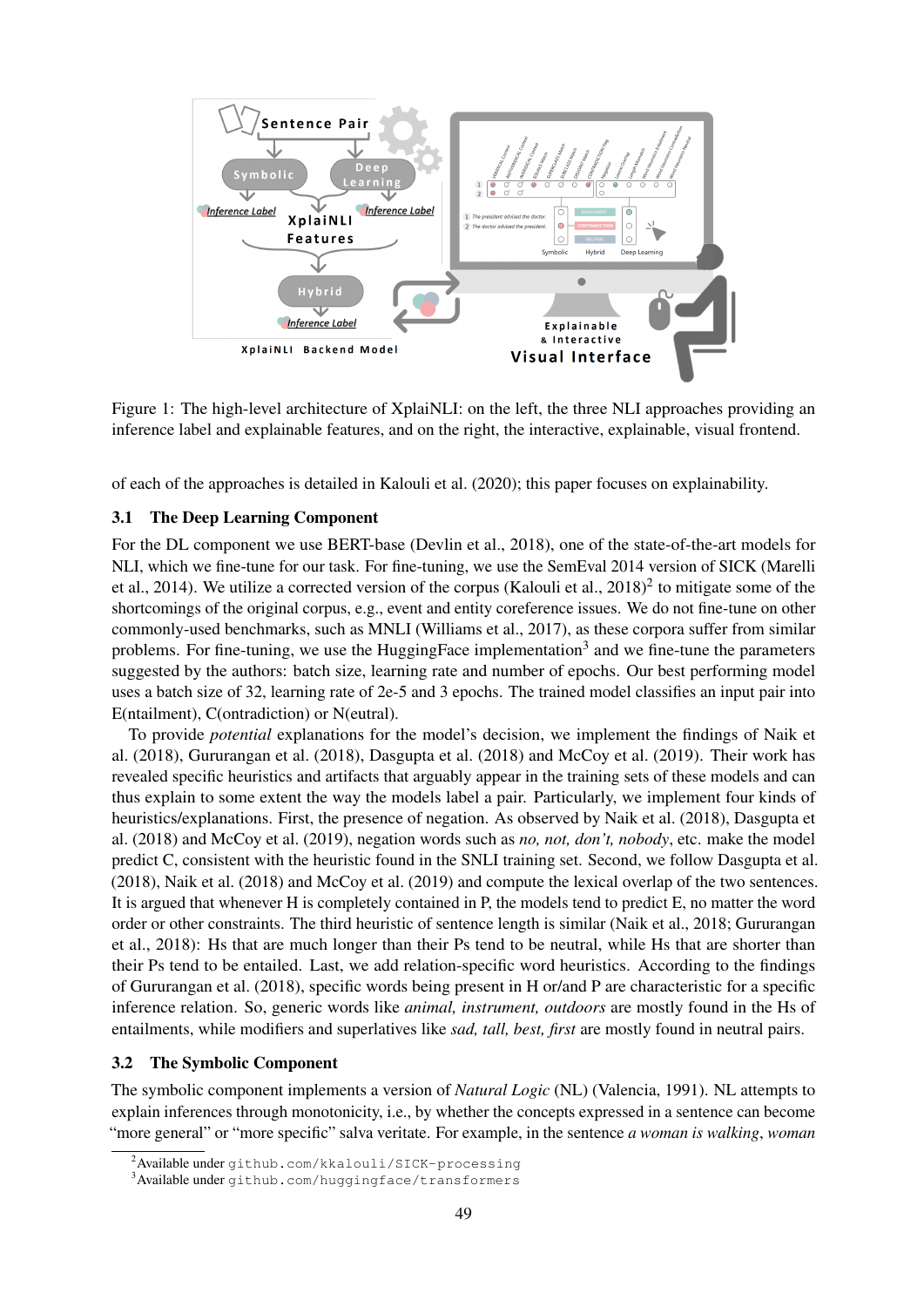Figure 1: The high-level architecture of XplaiNLI: on the left, the three NLI approaches providing an inference label and explainable features, and on the right, the interactive, explainable, visual frontend.

of each of the approaches is detailed in Kalouli et al. (2020); this paper focuses on explainability.

### 3.1 The Deep Learning Component

For the DL component we use BERT-base (Devlin et al., 2018), one of the state-of-the-art models for NLI, which we fine-tune for our task. For fine-tuning, we use the SemEval 2014 version of SICK (Marelli et al., 2014). We utilize a corrected version of the corpus (Kalouli et al., 2018)[2] to mitigate some of the shortcomings of the original corpus, e.g., event and entity coreference issues. We do not fine-tune on other commonly-used benchmarks, such as MNLI (Williams et al., 2017), as these corpora suffer from similar problems. For fine-tuning, we use the HuggingFace implementation[3] and we fine-tune the parameters suggested by the authors: batch size, learning rate and number of epochs. Our best performing model uses a batch size of 32, learning rate of 2e-5 and 3 epochs. The trained model classifies an input pair into E(ntailment), C(ontradiction) or N(eutral).

To provide *potential* explanations for the model's decision, we implement the findings of Naik et al. (2018), Gururangan et al. (2018), Dasgupta et al. (2018) and McCoy et al. (2019). Their work has revealed specific heuristics and artifacts that arguably appear in the training sets of these models and can thus explain to some extent the way the models label a pair. Particularly, we implement four kinds of heuristics/explanations. First, the presence of negation. As observed by Naik et al. (2018), Dasgupta et al. (2018) and McCoy et al. (2019), negation words such as *no, not, don't, nobody*, etc. make the model predict C, consistent with the heuristic found in the SNLI training set. Second, we follow Dasgupta et al. (2018), Naik et al. (2018) and McCoy et al. (2019) and compute the lexical overlap of the two sentences. It is argued that whenever H is completely contained in P, the models tend to predict E, no matter the word order or other constraints. The third heuristic of sentence length is similar (Naik et al., 2018; Gururangan et al., 2018): Hs that are much longer than their Ps tend to be neutral, while Hs that are shorter than their Ps tend to be entailed. Last, we add relation-specific word heuristics. According to the findings of Gururangan et al. (2018), specific words being present in H or/and P are characteristic for a specific inference relation. So, generic words like *animal, instrument, outdoors* are mostly found in the Hs of entailments, while modifiers and superlatives like *sad, tall, best, first* are mostly found in neutral pairs.

### 3.2 The Symbolic Component

The symbolic component implements a version of *Natural Logic* (NL) (Valencia, 1991). NL attempts to explain inferences through monotonicity, i.e., by whether the concepts expressed in a sentence can become "more general" or "more specific" salva veritate. For example, in the sentence *a woman is walking*, *woman*

[2] Available under `github.com/kkalouli/SICK-processing`

[3] Available under `github.com/huggingface/transformers`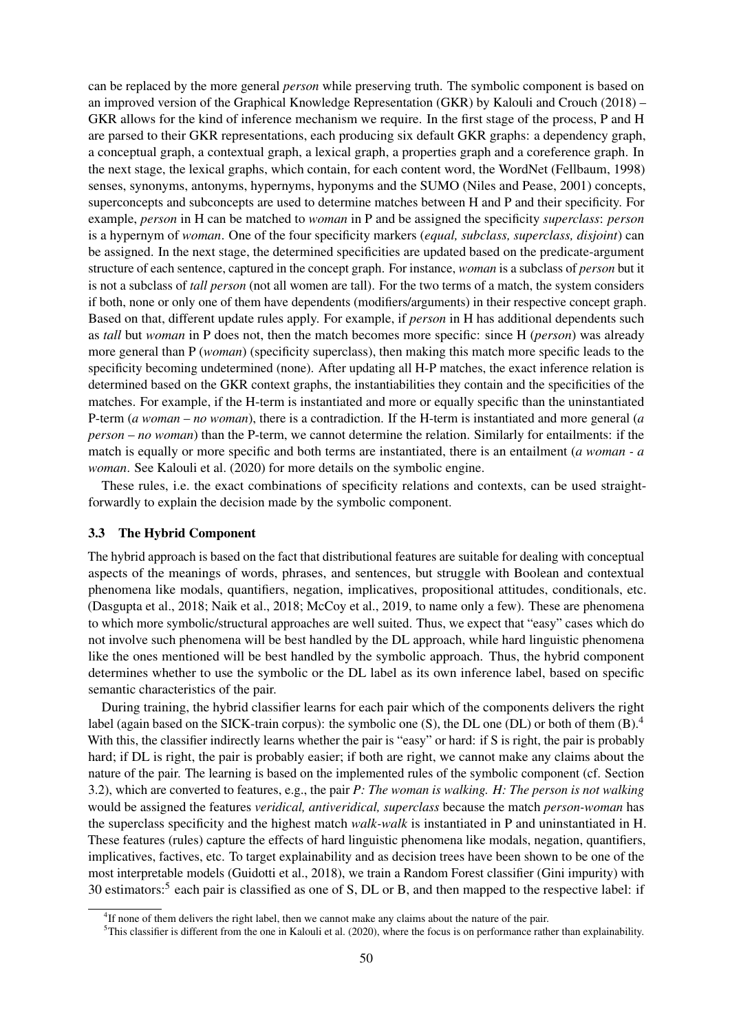can be replaced by the more general *person* while preserving truth. The symbolic component is based on an improved version of the Graphical Knowledge Representation (GKR) by Kalouli and Crouch (2018) – GKR allows for the kind of inference mechanism we require. In the first stage of the process, P and H are parsed to their GKR representations, each producing six default GKR graphs: a dependency graph, a conceptual graph, a contextual graph, a lexical graph, a properties graph and a coreference graph. In the next stage, the lexical graphs, which contain, for each content word, the WordNet (Fellbaum, 1998) senses, synonyms, antonyms, hypernyms, hyponyms and the SUMO (Niles and Pease, 2001) concepts, superconcepts and subconcepts are used to determine matches between H and P and their specificity. For example, *person* in H can be matched to *woman* in P and be assigned the specificity *superclass*: *person* is a hypernym of *woman*. One of the four specificity markers (*equal, subclass, superclass, disjoint*) can be assigned. In the next stage, the determined specificities are updated based on the predicate-argument structure of each sentence, captured in the concept graph. For instance, *woman* is a subclass of *person* but it is not a subclass of *tall person* (not all women are tall). For the two terms of a match, the system considers if both, none or only one of them have dependents (modifiers/arguments) in their respective concept graph. Based on that, different update rules apply. For example, if *person* in H has additional dependents such as *tall* but *woman* in P does not, then the match becomes more specific: since H (*person*) was already more general than P (*woman*) (specificity superclass), then making this match more specific leads to the specificity becoming undetermined (none). After updating all H-P matches, the exact inference relation is determined based on the GKR context graphs, the instantiabilities they contain and the specificities of the matches. For example, if the H-term is instantiated and more or equally specific than the uninstantiated P-term (*a woman – no woman*), there is a contradiction. If the H-term is instantiated and more general (*a person – no woman*) than the P-term, we cannot determine the relation. Similarly for entailments: if the match is equally or more specific and both terms are instantiated, there is an entailment (*a woman - a woman*. See Kalouli et al. (2020) for more details on the symbolic engine.

These rules, i.e. the exact combinations of specificity relations and contexts, can be used straightforwardly to explain the decision made by the symbolic component.

### 3.3 The Hybrid Component

The hybrid approach is based on the fact that distributional features are suitable for dealing with conceptual aspects of the meanings of words, phrases, and sentences, but struggle with Boolean and contextual phenomena like modals, quantifiers, negation, implicatives, propositional attitudes, conditionals, etc. (Dasgupta et al., 2018; Naik et al., 2018; McCoy et al., 2019, to name only a few). These are phenomena to which more symbolic/structural approaches are well suited. Thus, we expect that "easy" cases which do not involve such phenomena will be best handled by the DL approach, while hard linguistic phenomena like the ones mentioned will be best handled by the symbolic approach. Thus, the hybrid component determines whether to use the symbolic or the DL label as its own inference label, based on specific semantic characteristics of the pair.

During training, the hybrid classifier learns for each pair which of the components delivers the right label (again based on the SICK-train corpus): the symbolic one (S), the DL one (DL) or both of them (B).[4] With this, the classifier indirectly learns whether the pair is "easy" or hard: if S is right, the pair is probably hard; if DL is right, the pair is probably easier; if both are right, we cannot make any claims about the nature of the pair. The learning is based on the implemented rules of the symbolic component (cf. Section 3.2), which are converted to features, e.g., the pair *P: The woman is walking. H: The person is not walking* would be assigned the features *veridical, antiveridical, superclass* because the match *person-woman* has the superclass specificity and the highest match *walk-walk* is instantiated in P and uninstantiated in H. These features (rules) capture the effects of hard linguistic phenomena like modals, negation, quantifiers, implicatives, factives, etc. To target explainability and as decision trees have been shown to be one of the most interpretable models (Guidotti et al., 2018), we train a Random Forest classifier (Gini impurity) with 30 estimators:[5] each pair is classified as one of S, DL or B, and then mapped to the respective label: if

[4] If none of them delivers the right label, then we cannot make any claims about the nature of the pair.

[5] This classifier is different from the one in Kalouli et al. (2020), where the focus is on performance rather than explainability.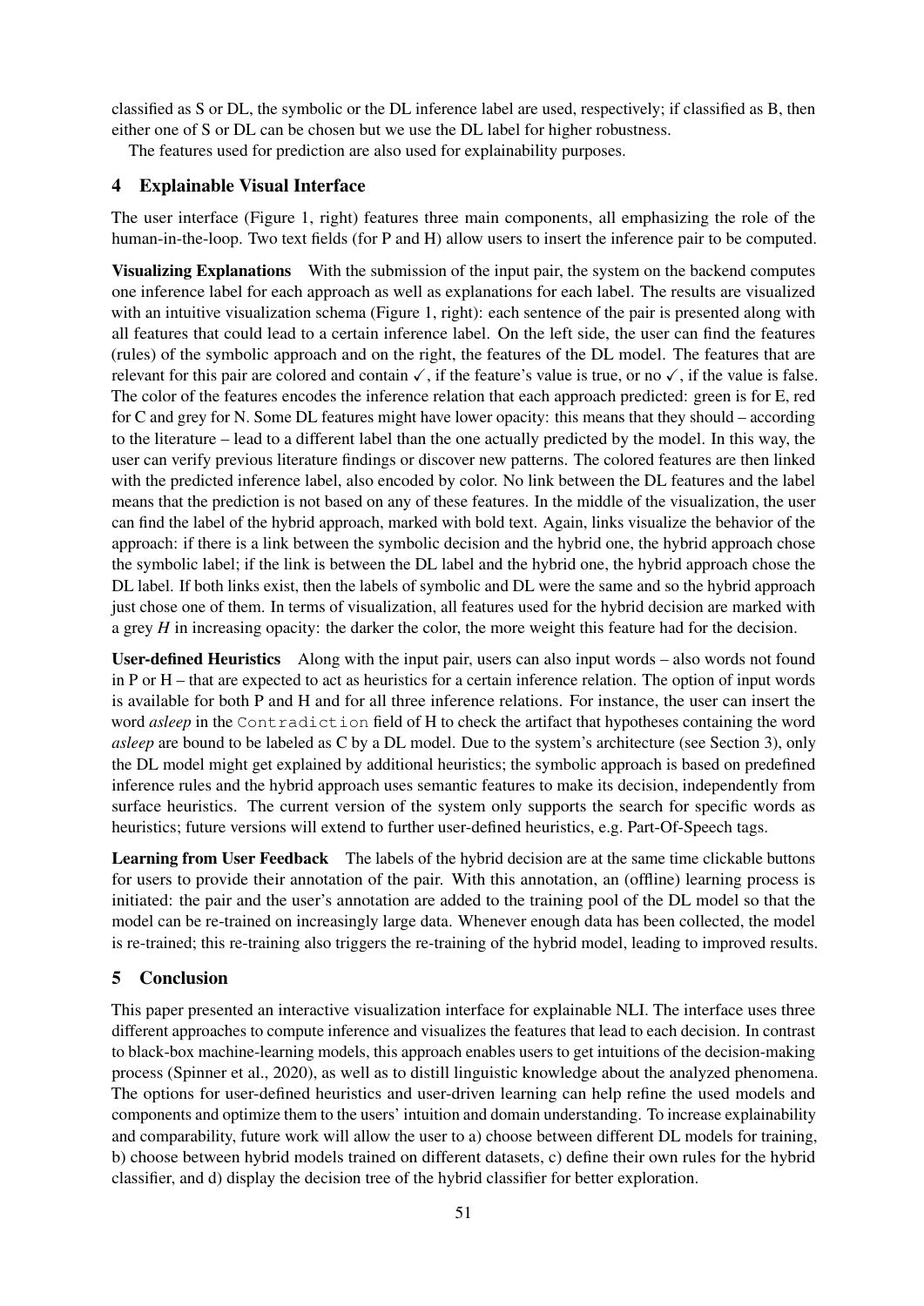classified as S or DL, the symbolic or the DL inference label are used, respectively; if classified as B, then either one of S or DL can be chosen but we use the DL label for higher robustness.

The features used for prediction are also used for explainability purposes.

## 4 Explainable Visual Interface

The user interface (Figure 1, right) features three main components, all emphasizing the role of the human-in-the-loop. Two text fields (for P and H) allow users to insert the inference pair to be computed.

**Visualizing Explanations** With the submission of the input pair, the system on the backend computes one inference label for each approach as well as explanations for each label. The results are visualized with an intuitive visualization schema (Figure 1, right): each sentence of the pair is presented along with all features that could lead to a certain inference label. On the left side, the user can find the features (rules) of the symbolic approach and on the right, the features of the DL model. The features that are relevant for this pair are colored and contain ✓, if the feature's value is true, or no ✓, if the value is false. The color of the features encodes the inference relation that each approach predicted: green is for E, red for C and grey for N. Some DL features might have lower opacity: this means that they should – according to the literature – lead to a different label than the one actually predicted by the model. In this way, the user can verify previous literature findings or discover new patterns. The colored features are then linked with the predicted inference label, also encoded by color. No link between the DL features and the label means that the prediction is not based on any of these features. In the middle of the visualization, the user can find the label of the hybrid approach, marked with bold text. Again, links visualize the behavior of the approach: if there is a link between the symbolic decision and the hybrid one, the hybrid approach chose the symbolic label; if the link is between the DL label and the hybrid one, the hybrid approach chose the DL label. If both links exist, then the labels of symbolic and DL were the same and so the hybrid approach just chose one of them. In terms of visualization, all features used for the hybrid decision are marked with a grey *H* in increasing opacity: the darker the color, the more weight this feature had for the decision.

**User-defined Heuristics** Along with the input pair, users can also input words – also words not found in P or H – that are expected to act as heuristics for a certain inference relation. The option of input words is available for both P and H and for all three inference relations. For instance, the user can insert the word *asleep* in the `Contradiction` field of H to check the artifact that hypotheses containing the word *asleep* are bound to be labeled as C by a DL model. Due to the system's architecture (see Section 3), only the DL model might get explained by additional heuristics; the symbolic approach is based on predefined inference rules and the hybrid approach uses semantic features to make its decision, independently from surface heuristics. The current version of the system only supports the search for specific words as heuristics; future versions will extend to further user-defined heuristics, e.g. Part-Of-Speech tags.

**Learning from User Feedback** The labels of the hybrid decision are at the same time clickable buttons for users to provide their annotation of the pair. With this annotation, an (offline) learning process is initiated: the pair and the user's annotation are added to the training pool of the DL model so that the model can be re-trained on increasingly large data. Whenever enough data has been collected, the model is re-trained; this re-training also triggers the re-training of the hybrid model, leading to improved results.

## 5 Conclusion

This paper presented an interactive visualization interface for explainable NLI. The interface uses three different approaches to compute inference and visualizes the features that lead to each decision. In contrast to black-box machine-learning models, this approach enables users to get intuitions of the decision-making process (Spinner et al., 2020), as well as to distill linguistic knowledge about the analyzed phenomena. The options for user-defined heuristics and user-driven learning can help refine the used models and components and optimize them to the users' intuition and domain understanding. To increase explainability and comparability, future work will allow the user to a) choose between different DL models for training, b) choose between hybrid models trained on different datasets, c) define their own rules for the hybrid classifier, and d) display the decision tree of the hybrid classifier for better exploration.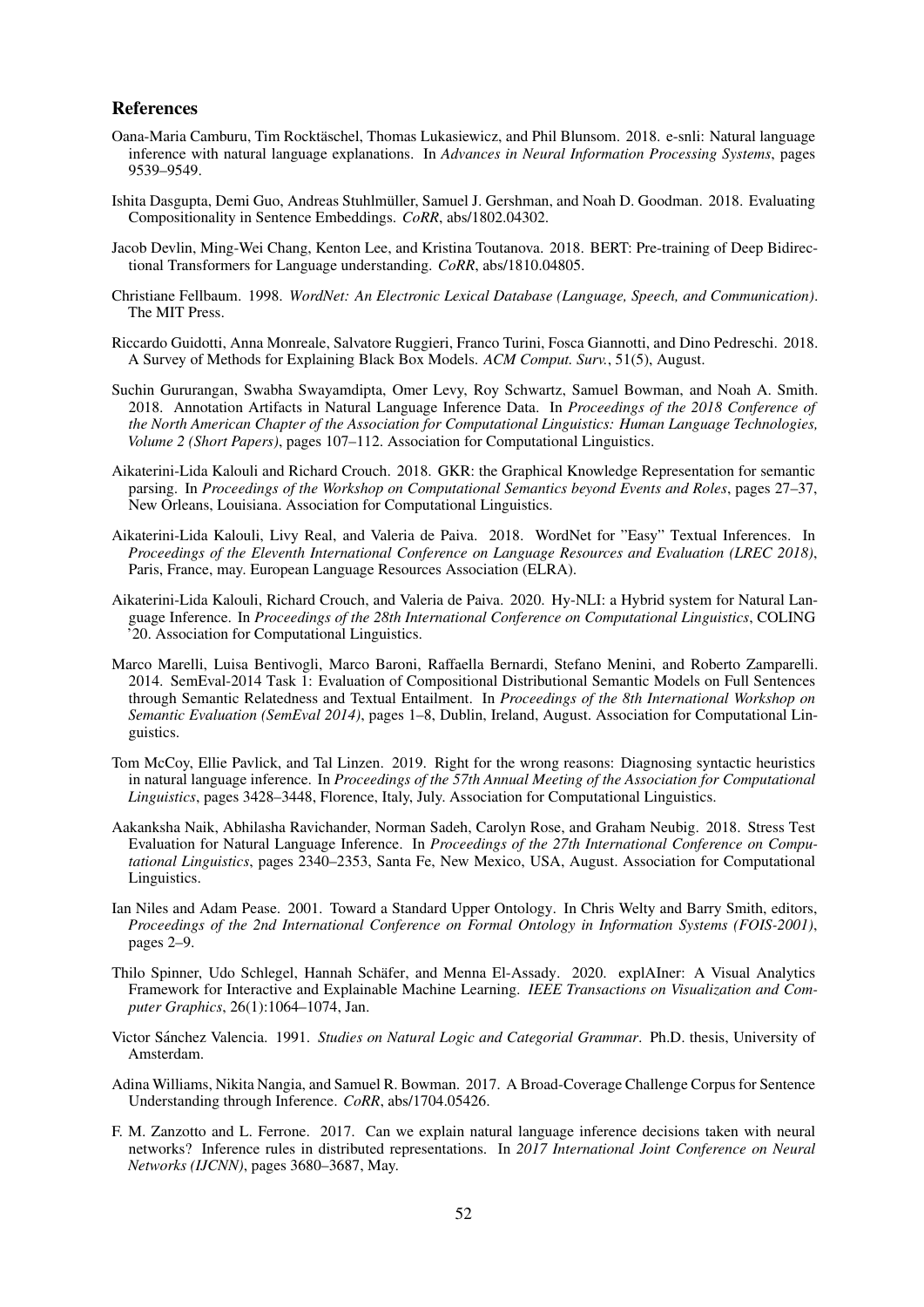## References

Oana-Maria Camburu, Tim Rocktäschel, Thomas Lukasiewicz, and Phil Blunsom. 2018. e-snli: Natural language inference with natural language explanations. In *Advances in Neural Information Processing Systems*, pages 9539–9549.

Ishita Dasgupta, Demi Guo, Andreas Stuhlmüller, Samuel J. Gershman, and Noah D. Goodman. 2018. Evaluating Compositionality in Sentence Embeddings. *CoRR*, abs/1802.04302.

Jacob Devlin, Ming-Wei Chang, Kenton Lee, and Kristina Toutanova. 2018. BERT: Pre-training of Deep Bidirectional Transformers for Language understanding. *CoRR*, abs/1810.04805.

Christiane Fellbaum. 1998. *WordNet: An Electronic Lexical Database (Language, Speech, and Communication)*. The MIT Press.

Riccardo Guidotti, Anna Monreale, Salvatore Ruggieri, Franco Turini, Fosca Giannotti, and Dino Pedreschi. 2018. A Survey of Methods for Explaining Black Box Models. *ACM Comput. Surv.*, 51(5), August.

Suchin Gururangan, Swabha Swayamdipta, Omer Levy, Roy Schwartz, Samuel Bowman, and Noah A. Smith. 2018. Annotation Artifacts in Natural Language Inference Data. In *Proceedings of the 2018 Conference of the North American Chapter of the Association for Computational Linguistics: Human Language Technologies, Volume 2 (Short Papers)*, pages 107–112. Association for Computational Linguistics.

Aikaterini-Lida Kalouli and Richard Crouch. 2018. GKR: the Graphical Knowledge Representation for semantic parsing. In *Proceedings of the Workshop on Computational Semantics beyond Events and Roles*, pages 27–37, New Orleans, Louisiana. Association for Computational Linguistics.

Aikaterini-Lida Kalouli, Livy Real, and Valeria de Paiva. 2018. WordNet for "Easy" Textual Inferences. In *Proceedings of the Eleventh International Conference on Language Resources and Evaluation (LREC 2018)*, Paris, France, may. European Language Resources Association (ELRA).

Aikaterini-Lida Kalouli, Richard Crouch, and Valeria de Paiva. 2020. Hy-NLI: a Hybrid system for Natural Language Inference. In *Proceedings of the 28th International Conference on Computational Linguistics*, COLING '20. Association for Computational Linguistics.

Marco Marelli, Luisa Bentivogli, Marco Baroni, Raffaella Bernardi, Stefano Menini, and Roberto Zamparelli. 2014. SemEval-2014 Task 1: Evaluation of Compositional Distributional Semantic Models on Full Sentences through Semantic Relatedness and Textual Entailment. In *Proceedings of the 8th International Workshop on Semantic Evaluation (SemEval 2014)*, pages 1–8, Dublin, Ireland, August. Association for Computational Linguistics.

Tom McCoy, Ellie Pavlick, and Tal Linzen. 2019. Right for the wrong reasons: Diagnosing syntactic heuristics in natural language inference. In *Proceedings of the 57th Annual Meeting of the Association for Computational Linguistics*, pages 3428–3448, Florence, Italy, July. Association for Computational Linguistics.

Aakanksha Naik, Abhilasha Ravichander, Norman Sadeh, Carolyn Rose, and Graham Neubig. 2018. Stress Test Evaluation for Natural Language Inference. In *Proceedings of the 27th International Conference on Computational Linguistics*, pages 2340–2353, Santa Fe, New Mexico, USA, August. Association for Computational Linguistics.

Ian Niles and Adam Pease. 2001. Toward a Standard Upper Ontology. In Chris Welty and Barry Smith, editors, *Proceedings of the 2nd International Conference on Formal Ontology in Information Systems (FOIS-2001)*, pages 2–9.

Thilo Spinner, Udo Schlegel, Hannah Schäfer, and Menna El-Assady. 2020. explAIner: A Visual Analytics Framework for Interactive and Explainable Machine Learning. *IEEE Transactions on Visualization and Computer Graphics*, 26(1):1064–1074, Jan.

Victor Sánchez Valencia. 1991. *Studies on Natural Logic and Categorial Grammar*. Ph.D. thesis, University of Amsterdam.

Adina Williams, Nikita Nangia, and Samuel R. Bowman. 2017. A Broad-Coverage Challenge Corpus for Sentence Understanding through Inference. *CoRR*, abs/1704.05426.

F. M. Zanzotto and L. Ferrone. 2017. Can we explain natural language inference decisions taken with neural networks? Inference rules in distributed representations. In *2017 International Joint Conference on Neural Networks (IJCNN)*, pages 3680–3687, May.